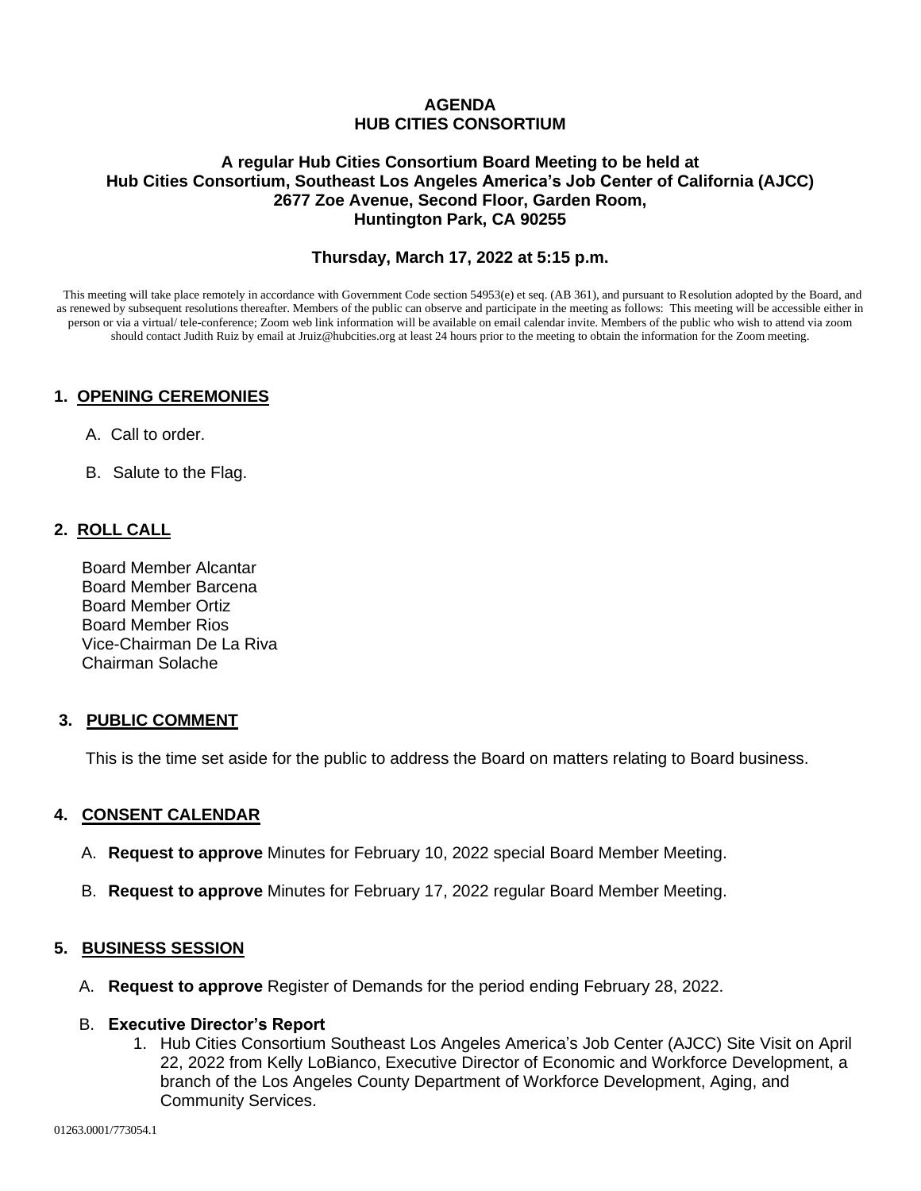# AGENDA
# HUB CITIES CONSORTIUM

**A regular Hub Cities Consortium Board Meeting to be held at**
**Hub Cities Consortium, Southeast Los Angeles America's Job Center of California (AJCC)**
**2677 Zoe Avenue, Second Floor, Garden Room,**
**Huntington Park, CA 90255**

**Thursday, March 17, 2022 at 5:15 p.m.**

This meeting will take place remotely in accordance with Government Code section 54953(e) et seq. (AB 361), and pursuant to Resolution adopted by the Board, and as renewed by subsequent resolutions thereafter. Members of the public can observe and participate in the meeting as follows: This meeting will be accessible either in person or via a virtual/ tele-conference; Zoom web link information will be available on email calendar invite. Members of the public who wish to attend via zoom should contact Judith Ruiz by email at Jruiz@hubcities.org at least 24 hours prior to the meeting to obtain the information for the Zoom meeting.

## 1. OPENING CEREMONIES

A. Call to order.

B. Salute to the Flag.

## 2. ROLL CALL

Board Member Alcantar
Board Member Barcena
Board Member Ortiz
Board Member Rios
Vice-Chairman De La Riva
Chairman Solache

## 3. PUBLIC COMMENT

This is the time set aside for the public to address the Board on matters relating to Board business.

## 4. CONSENT CALENDAR

A. **Request to approve** Minutes for February 10, 2022 special Board Member Meeting.

B. **Request to approve** Minutes for February 17, 2022 regular Board Member Meeting.

## 5. BUSINESS SESSION

A. **Request to approve** Register of Demands for the period ending February 28, 2022.

B. **Executive Director's Report**

1. Hub Cities Consortium Southeast Los Angeles America's Job Center (AJCC) Site Visit on April 22, 2022 from Kelly LoBianco, Executive Director of Economic and Workforce Development, a branch of the Los Angeles County Department of Workforce Development, Aging, and Community Services.

01263.0001/773054.1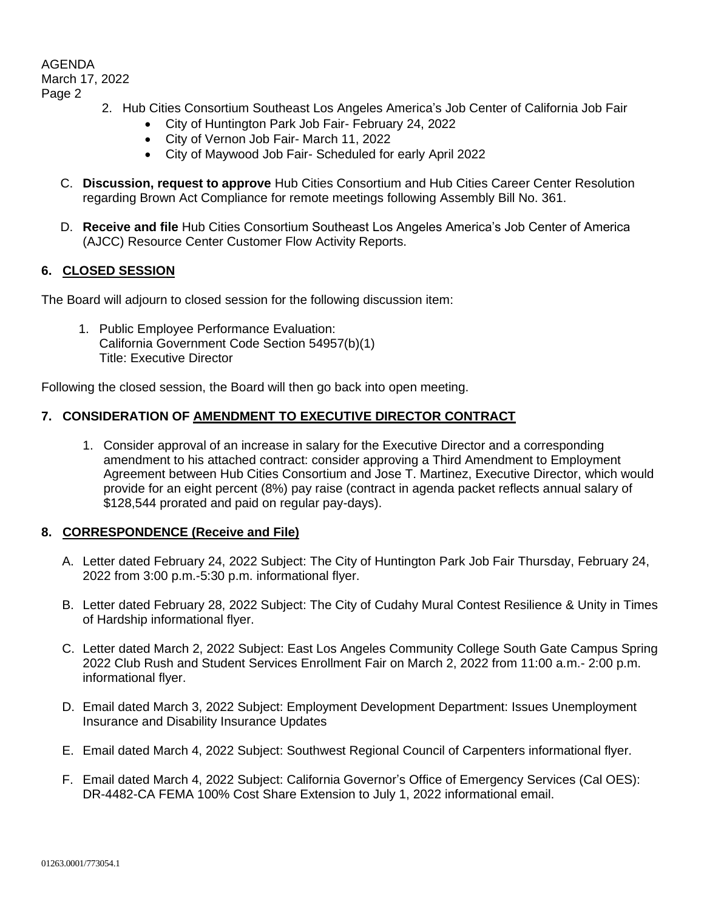2. Hub Cities Consortium Southeast Los Angeles America's Job Center of California Job Fair
   - City of Huntington Park Job Fair- February 24, 2022
   - City of Vernon Job Fair- March 11, 2022
   - City of Maywood Job Fair- Scheduled for early April 2022

C. **Discussion, request to approve** Hub Cities Consortium and Hub Cities Career Center Resolution regarding Brown Act Compliance for remote meetings following Assembly Bill No. 361.

D. **Receive and file** Hub Cities Consortium Southeast Los Angeles America's Job Center of America (AJCC) Resource Center Customer Flow Activity Reports.

## 6. CLOSED SESSION

The Board will adjourn to closed session for the following discussion item:

1. Public Employee Performance Evaluation:
   California Government Code Section 54957(b)(1)
   Title: Executive Director

Following the closed session, the Board will then go back into open meeting.

## 7. CONSIDERATION OF AMENDMENT TO EXECUTIVE DIRECTOR CONTRACT

1. Consider approval of an increase in salary for the Executive Director and a corresponding amendment to his attached contract: consider approving a Third Amendment to Employment Agreement between Hub Cities Consortium and Jose T. Martinez, Executive Director, which would provide for an eight percent (8%) pay raise (contract in agenda packet reflects annual salary of $128,544 prorated and paid on regular pay-days).

## 8. CORRESPONDENCE (Receive and File)

A. Letter dated February 24, 2022 Subject: The City of Huntington Park Job Fair Thursday, February 24, 2022 from 3:00 p.m.-5:30 p.m. informational flyer.

B. Letter dated February 28, 2022 Subject: The City of Cudahy Mural Contest Resilience & Unity in Times of Hardship informational flyer.

C. Letter dated March 2, 2022 Subject: East Los Angeles Community College South Gate Campus Spring 2022 Club Rush and Student Services Enrollment Fair on March 2, 2022 from 11:00 a.m.- 2:00 p.m. informational flyer.

D. Email dated March 3, 2022 Subject: Employment Development Department: Issues Unemployment Insurance and Disability Insurance Updates

E. Email dated March 4, 2022 Subject: Southwest Regional Council of Carpenters informational flyer.

F. Email dated March 4, 2022 Subject: California Governor's Office of Emergency Services (Cal OES): DR-4482-CA FEMA 100% Cost Share Extension to July 1, 2022 informational email.

01263.0001/773054.1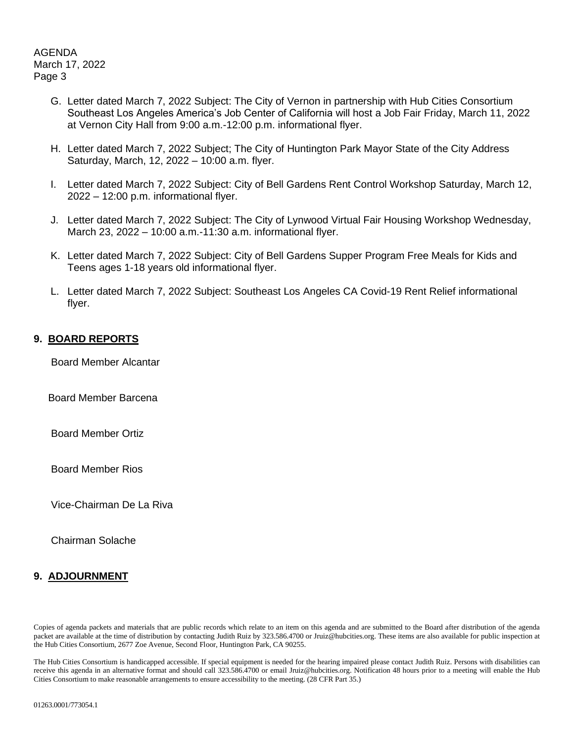G. Letter dated March 7, 2022 Subject: The City of Vernon in partnership with Hub Cities Consortium Southeast Los Angeles America's Job Center of California will host a Job Fair Friday, March 11, 2022 at Vernon City Hall from 9:00 a.m.-12:00 p.m. informational flyer.

H. Letter dated March 7, 2022 Subject; The City of Huntington Park Mayor State of the City Address Saturday, March, 12, 2022 – 10:00 a.m. flyer.

I. Letter dated March 7, 2022 Subject: City of Bell Gardens Rent Control Workshop Saturday, March 12, 2022 – 12:00 p.m. informational flyer.

J. Letter dated March 7, 2022 Subject: The City of Lynwood Virtual Fair Housing Workshop Wednesday, March 23, 2022 – 10:00 a.m.-11:30 a.m. informational flyer.

K. Letter dated March 7, 2022 Subject: City of Bell Gardens Supper Program Free Meals for Kids and Teens ages 1-18 years old informational flyer.

L. Letter dated March 7, 2022 Subject: Southeast Los Angeles CA Covid-19 Rent Relief informational flyer.

## 9. BOARD REPORTS

Board Member Alcantar

Board Member Barcena

Board Member Ortiz

Board Member Rios

Vice-Chairman De La Riva

Chairman Solache

## 9. ADJOURNMENT

Copies of agenda packets and materials that are public records which relate to an item on this agenda and are submitted to the Board after distribution of the agenda packet are available at the time of distribution by contacting Judith Ruiz by 323.586.4700 or Jruiz@hubcities.org. These items are also available for public inspection at the Hub Cities Consortium, 2677 Zoe Avenue, Second Floor, Huntington Park, CA 90255.

The Hub Cities Consortium is handicapped accessible. If special equipment is needed for the hearing impaired please contact Judith Ruiz. Persons with disabilities can receive this agenda in an alternative format and should call 323.586.4700 or email Jruiz@hubcities.org. Notification 48 hours prior to a meeting will enable the Hub Cities Consortium to make reasonable arrangements to ensure accessibility to the meeting. (28 CFR Part 35.)

01263.0001/773054.1